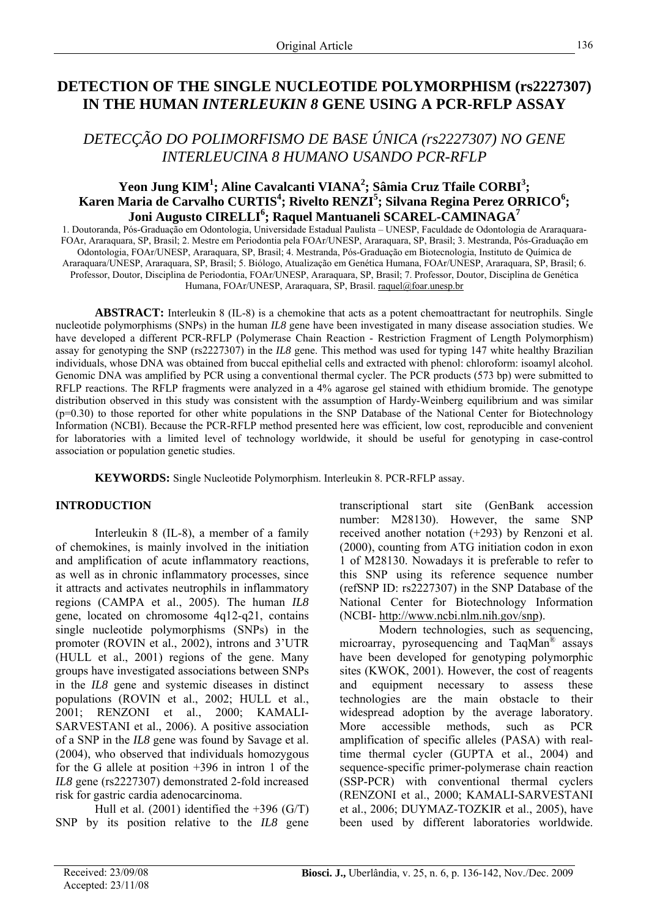Original Article

# DETECTION OF THE SINGLE NUCLEOTIDE POLYMORPHISM (rs2227307) IN THE HUMAN *INTERLEUKIN 8* GENE USING A PCR-RFLP ASSAY

## *DETECÇÃO DO POLIMORFISMO DE BASE ÚNICA (rs2227307) NO GENE INTERLEUCINA 8 HUMANO USANDO PCR-RFLP*

**Yeon Jung KIM[1]; Aline Cavalcanti VIANA[2]; Sâmia Cruz Tfaile CORBI[3]; Karen Maria de Carvalho CURTIS[4]; Rivelto RENZI[5]; Silvana Regina Perez ORRICO[6]; Joni Augusto CIRELLI[6]; Raquel Mantuaneli SCAREL-CAMINAGA[7]**

1. Doutoranda, Pós-Graduação em Odontologia, Universidade Estadual Paulista – UNESP, Faculdade de Odontologia de Araraquara-FOAr, Araraquara, SP, Brasil; 2. Mestre em Periodontia pela FOAr/UNESP, Araraquara, SP, Brasil; 3. Mestranda, Pós-Graduação em Odontologia, FOAr/UNESP, Araraquara, SP, Brasil; 4. Mestranda, Pós-Graduação em Biotecnologia, Instituto de Química de Araraquara/UNESP, Araraquara, SP, Brasil; 5. Biólogo, Atualização em Genética Humana, FOAr/UNESP, Araraquara, SP, Brasil; 6. Professor, Doutor, Disciplina de Periodontia, FOAr/UNESP, Araraquara, SP, Brasil; 7. Professor, Doutor, Disciplina de Genética Humana, FOAr/UNESP, Araraquara, SP, Brasil. raquel@foar.unesp.br

**ABSTRACT:** Interleukin 8 (IL-8) is a chemokine that acts as a potent chemoattractant for neutrophils. Single nucleotide polymorphisms (SNPs) in the human *IL8* gene have been investigated in many disease association studies. We have developed a different PCR-RFLP (Polymerase Chain Reaction - Restriction Fragment of Length Polymorphism) assay for genotyping the SNP (rs2227307) in the *IL8* gene. This method was used for typing 147 white healthy Brazilian individuals, whose DNA was obtained from buccal epithelial cells and extracted with phenol: chloroform: isoamyl alcohol. Genomic DNA was amplified by PCR using a conventional thermal cycler. The PCR products (573 bp) were submitted to RFLP reactions. The RFLP fragments were analyzed in a 4% agarose gel stained with ethidium bromide. The genotype distribution observed in this study was consistent with the assumption of Hardy-Weinberg equilibrium and was similar ($p=0.30$) to those reported for other white populations in the SNP Database of the National Center for Biotechnology Information (NCBI). Because the PCR-RFLP method presented here was efficient, low cost, reproducible and convenient for laboratories with a limited level of technology worldwide, it should be useful for genotyping in case-control association or population genetic studies.

**KEYWORDS:** Single Nucleotide Polymorphism. Interleukin 8. PCR-RFLP assay.

## INTRODUCTION

Interleukin 8 (IL-8), a member of a family of chemokines, is mainly involved in the initiation and amplification of acute inflammatory reactions, as well as in chronic inflammatory processes, since it attracts and activates neutrophils in inflammatory regions (CAMPA et al., 2005). The human *IL8* gene, located on chromosome 4q12-q21, contains single nucleotide polymorphisms (SNPs) in the promoter (ROVIN et al., 2002), introns and 3'UTR (HULL et al., 2001) regions of the gene. Many groups have investigated associations between SNPs in the *IL8* gene and systemic diseases in distinct populations (ROVIN et al., 2002; HULL et al., 2001; RENZONI et al., 2000; KAMALI-SARVESTANI et al., 2006). A positive association of a SNP in the *IL8* gene was found by Savage et al. (2004), who observed that individuals homozygous for the G allele at position +396 in intron 1 of the *IL8* gene (rs2227307) demonstrated 2-fold increased risk for gastric cardia adenocarcinoma.

Hull et al. (2001) identified the +396 (G/T) SNP by its position relative to the *IL8* gene transcriptional start site (GenBank accession number: M28130). However, the same SNP received another notation (+293) by Renzoni et al. (2000), counting from ATG initiation codon in exon 1 of M28130. Nowadays it is preferable to refer to this SNP using its reference sequence number (refSNP ID: rs2227307) in the SNP Database of the National Center for Biotechnology Information (NCBI- http://www.ncbi.nlm.nih.gov/snp).

Modern technologies, such as sequencing, microarray, pyrosequencing and TaqMan® assays have been developed for genotyping polymorphic sites (KWOK, 2001). However, the cost of reagents and equipment necessary to assess these technologies are the main obstacle to their widespread adoption by the average laboratory. More accessible methods, such as PCR amplification of specific alleles (PASA) with real-time thermal cycler (GUPTA et al., 2004) and sequence-specific primer-polymerase chain reaction (SSP-PCR) with conventional thermal cyclers (RENZONI et al., 2000; KAMALI-SARVESTANI et al., 2006; DUYMAZ-TOZKIR et al., 2005), have been used by different laboratories worldwide.

Received: 23/09/08
Accepted: 23/11/08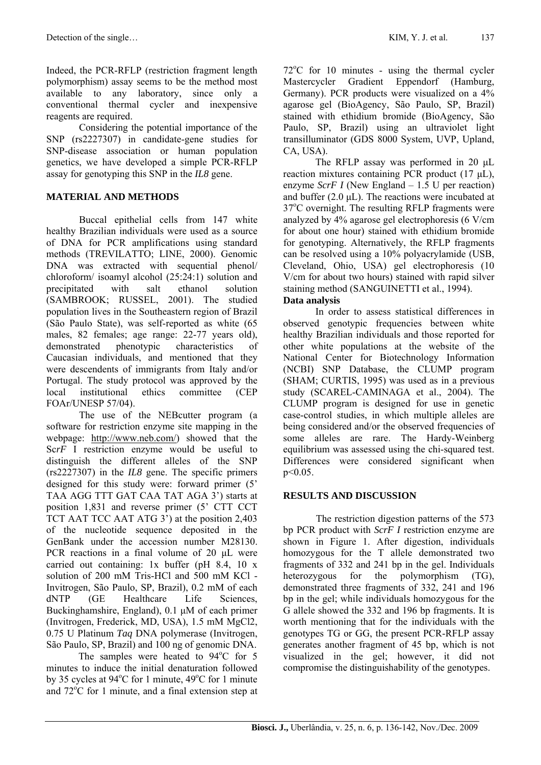Indeed, the PCR-RFLP (restriction fragment length polymorphism) assay seems to be the method most available to any laboratory, since only a conventional thermal cycler and inexpensive reagents are required.

Considering the potential importance of the SNP (rs2227307) in candidate-gene studies for SNP-disease association or human population genetics, we have developed a simple PCR-RFLP assay for genotyping this SNP in the *IL8* gene.

## MATERIAL AND METHODS

Buccal epithelial cells from 147 white healthy Brazilian individuals were used as a source of DNA for PCR amplifications using standard methods (TREVILATTO; LINE, 2000). Genomic DNA was extracted with sequential phenol/ chloroform/ isoamyl alcohol (25:24:1) solution and precipitated with salt ethanol solution (SAMBROOK; RUSSEL, 2001). The studied population lives in the Southeastern region of Brazil (São Paulo State), was self-reported as white (65 males, 82 females; age range: 22-77 years old), demonstrated phenotypic characteristics of Caucasian individuals, and mentioned that they were descendents of immigrants from Italy and/or Portugal. The study protocol was approved by the local institutional ethics committee (CEP FOAr/UNESP 57/04).

The use of the NEBcutter program (a software for restriction enzyme site mapping in the webpage: http://www.neb.com/) showed that the Sc*rF* I restriction enzyme would be useful to distinguish the different alleles of the SNP (rs2227307) in the *IL8* gene. The specific primers designed for this study were: forward primer (5' TAA AGG TTT GAT CAA TAT AGA 3') starts at position 1,831 and reverse primer (5' CTT CCT TCT AAT TCC AAT ATG 3') at the position 2,403 of the nucleotide sequence deposited in the GenBank under the accession number M28130. PCR reactions in a final volume of 20 µL were carried out containing: 1x buffer (pH 8.4, 10 x solution of 200 mM Tris-HCl and 500 mM KCl - Invitrogen, São Paulo, SP, Brazil), 0.2 mM of each dNTP (GE Healthcare Life Sciences, Buckinghamshire, England), 0.1 µM of each primer (Invitrogen, Frederick, MD, USA), 1.5 mM $MgCl_2$, 0.75 U Platinum *Taq* DNA polymerase (Invitrogen, São Paulo, SP, Brazil) and 100 ng of genomic DNA.

The samples were heated to 94°C for 5 minutes to induce the initial denaturation followed by 35 cycles at 94°C for 1 minute, 49°C for 1 minute and 72°C for 1 minute, and a final extension step at 72°C for 10 minutes - using the thermal cycler Mastercycler Gradient Eppendorf (Hamburg, Germany). PCR products were visualized on a 4% agarose gel (BioAgency, São Paulo, SP, Brazil) stained with ethidium bromide (BioAgency, São Paulo, SP, Brazil) using an ultraviolet light transillluminator (GDS 8000 System, UVP, Upland, CA, USA).

The RFLP assay was performed in 20 µL reaction mixtures containing PCR product (17 µL), enzyme *ScrF I* (New England – 1.5 U per reaction) and buffer (2.0 µL). The reactions were incubated at 37°C overnight. The resulting RFLP fragments were analyzed by 4% agarose gel electrophoresis (6 V/cm for about one hour) stained with ethidium bromide for genotyping. Alternatively, the RFLP fragments can be resolved using a 10% polyacrylamide (USB, Cleveland, Ohio, USA) gel electrophoresis (10 V/cm for about two hours) stained with rapid silver staining method (SANGUINETTI et al., 1994).

### Data analysis

In order to assess statistical differences in observed genotypic frequencies between white healthy Brazilian individuals and those reported for other white populations at the website of the National Center for Biotechnology Information (NCBI) SNP Database, the CLUMP program (SHAM; CURTIS, 1995) was used as in a previous study (SCAREL-CAMINAGA et al., 2004). The CLUMP program is designed for use in genetic case-control studies, in which multiple alleles are being considered and/or the observed frequencies of some alleles are rare. The Hardy-Weinberg equilibrium was assessed using the chi-squared test. Differences were considered significant when $p<0.05$.

## RESULTS AND DISCUSSION

The restriction digestion patterns of the 573 bp PCR product with *ScrF I* restriction enzyme are shown in Figure 1. After digestion, individuals homozygous for the T allele demonstrated two fragments of 332 and 241 bp in the gel. Individuals heterozygous for the polymorphism (TG), demonstrated three fragments of 332, 241 and 196 bp in the gel; while individuals homozygous for the G allele showed the 332 and 196 bp fragments. It is worth mentioning that for the individuals with the genotypes TG or GG, the present PCR-RFLP assay generates another fragment of 45 bp, which is not visualized in the gel; however, it did not compromise the distinguishability of the genotypes.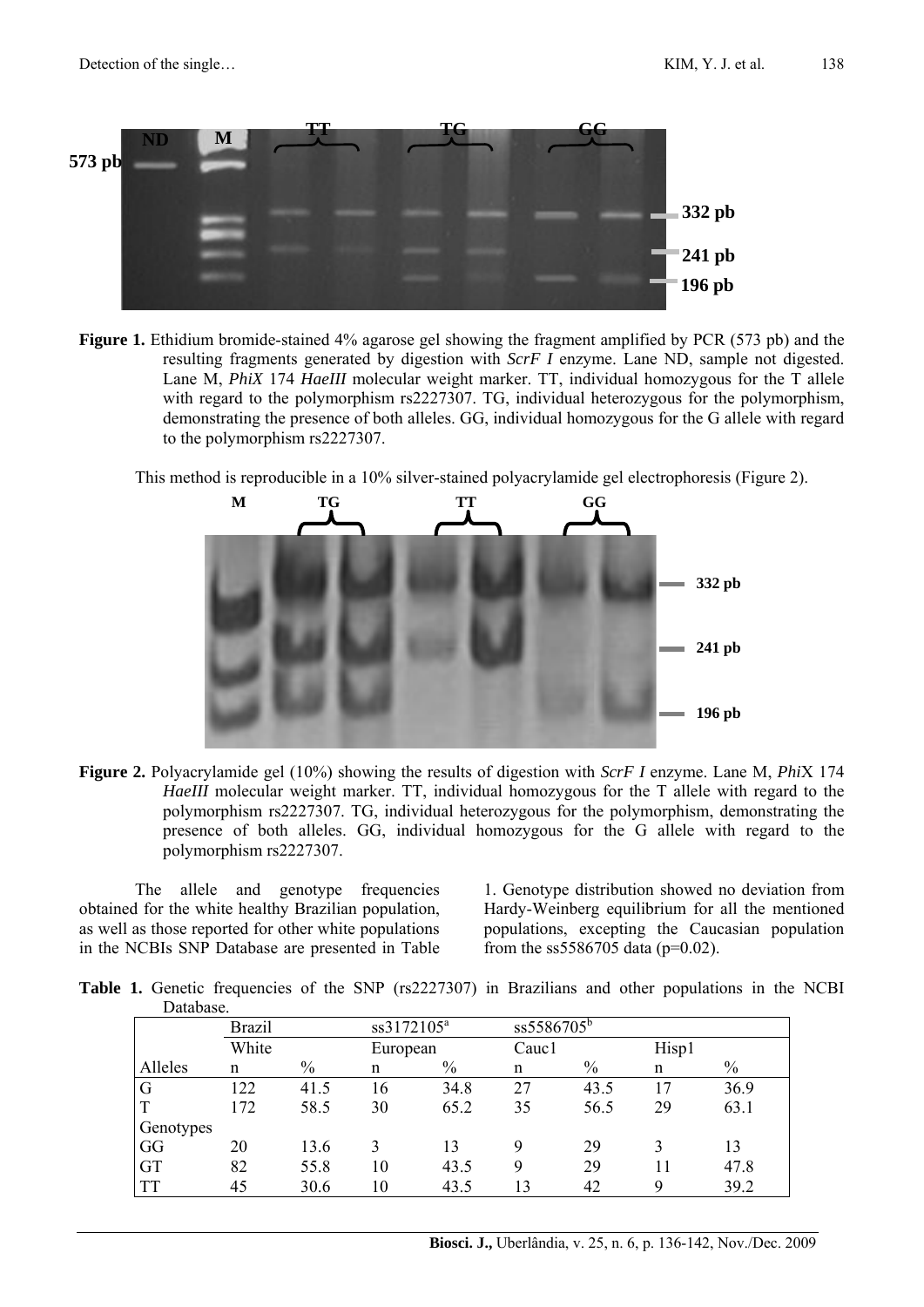**Figure 1.** Ethidium bromide-stained 4% agarose gel showing the fragment amplified by PCR (573 pb) and the resulting fragments generated by digestion with *ScrF I* enzyme. Lane ND, sample not digested. Lane M, *PhiX* 174 *HaeIII* molecular weight marker. TT, individual homozygous for the T allele with regard to the polymorphism rs2227307. TG, individual heterozygous for the polymorphism, demonstrating the presence of both alleles. GG, individual homozygous for the G allele with regard to the polymorphism rs2227307.

This method is reproducible in a 10% silver-stained polyacrylamide gel electrophoresis (Figure 2).

**Figure 2.** Polyacrylamide gel (10%) showing the results of digestion with *ScrF I* enzyme. Lane M, *Phi*X 174 *HaeIII* molecular weight marker. TT, individual homozygous for the T allele with regard to the polymorphism rs2227307. TG, individual heterozygous for the polymorphism, demonstrating the presence of both alleles. GG, individual homozygous for the G allele with regard to the polymorphism rs2227307.

The allele and genotype frequencies obtained for the white healthy Brazilian population, as well as those reported for other white populations in the NCBIs SNP Database are presented in Table 1. Genotype distribution showed no deviation from Hardy-Weinberg equilibrium for all the mentioned populations, excepting the Caucasian population from the ss5586705 data (p=0.02).

**Table 1.** Genetic frequencies of the SNP (rs2227307) in Brazilians and other populations in the NCBI Database.

| | Brazil | | ss3172105[a] | | ss5586705[b] | | | |
|---|---|---|---|---|---|---|---|---|
| | White | | European | | Cauc1 | | Hisp1 | |
| Alleles | n | % | n | % | n | % | n | % |
| G | 122 | 41.5 | 16 | 34.8 | 27 | 43.5 | 17 | 36.9 |
| T | 172 | 58.5 | 30 | 65.2 | 35 | 56.5 | 29 | 63.1 |
| Genotypes | | | | | | | | |
| GG | 20 | 13.6 | 3 | 13 | 9 | 29 | 3 | 13 |
| GT | 82 | 55.8 | 10 | 43.5 | 9 | 29 | 11 | 47.8 |
| TT | 45 | 30.6 | 10 | 43.5 | 13 | 42 | 9 | 39.2 |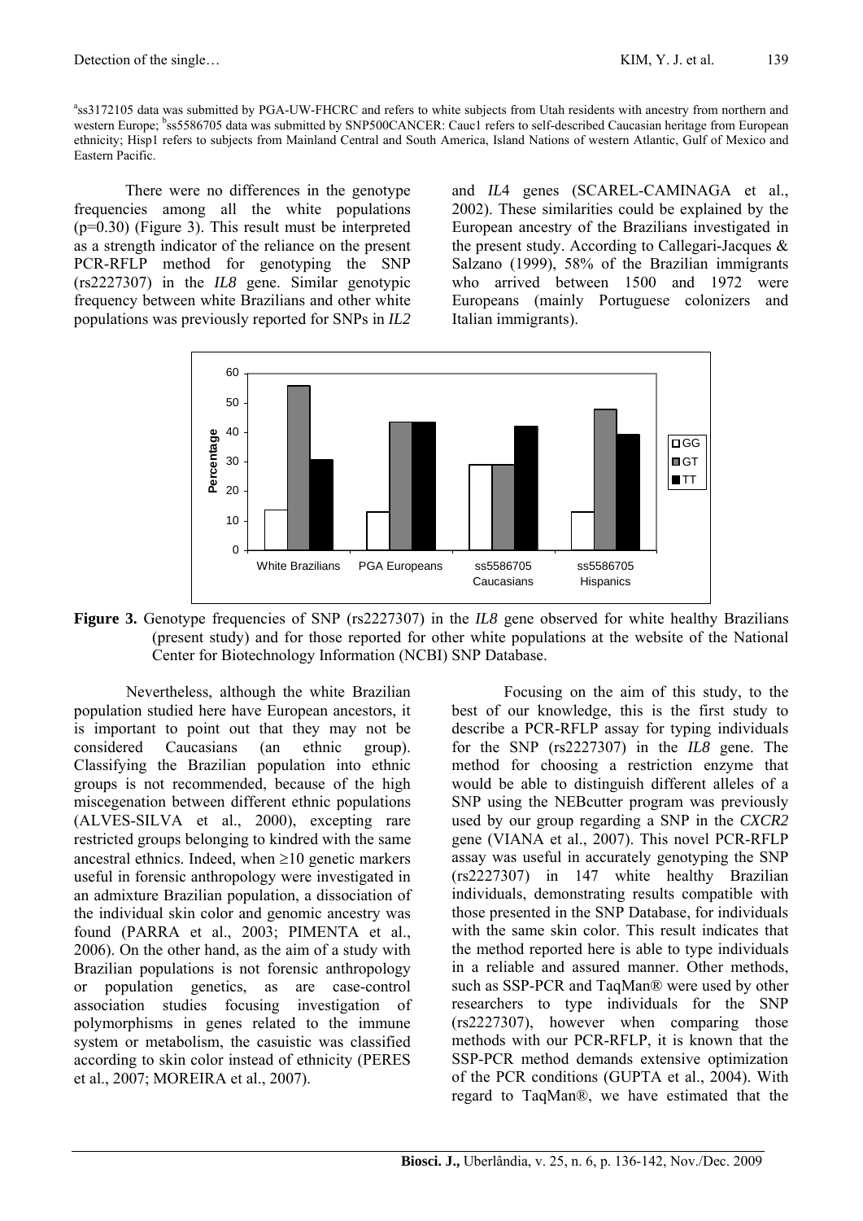[a]ss3172105 data was submitted by PGA-UW-FHCRC and refers to white subjects from Utah residents with ancestry from northern and western Europe; [b]ss5586705 data was submitted by SNP500CANCER: Cauc1 refers to self-described Caucasian heritage from European ethnicity; Hisp1 refers to subjects from Mainland Central and South America, Island Nations of western Atlantic, Gulf of Mexico and Eastern Pacific.

There were no differences in the genotype frequencies among all the white populations (p=0.30) (Figure 3). This result must be interpreted as a strength indicator of the reliance on the present PCR-RFLP method for genotyping the SNP (rs2227307) in the *IL8* gene. Similar genotypic frequency between white Brazilians and other white populations was previously reported for SNPs in *IL2* and *IL4* genes (SCAREL-CAMINAGA et al., 2002). These similarities could be explained by the European ancestry of the Brazilians investigated in the present study. According to Callegari-Jacques & Salzano (1999), 58% of the Brazilian immigrants who arrived between 1500 and 1972 were Europeans (mainly Portuguese colonizers and Italian immigrants).

**Figure 3.** Genotype frequencies of SNP (rs2227307) in the *IL8* gene observed for white healthy Brazilians (present study) and for those reported for other white populations at the website of the National Center for Biotechnology Information (NCBI) SNP Database.

Nevertheless, although the white Brazilian population studied here have European ancestors, it is important to point out that they may not be considered Caucasians (an ethnic group). Classifying the Brazilian population into ethnic groups is not recommended, because of the high miscegenation between different ethnic populations (ALVES-SILVA et al., 2000), excepting rare restricted groups belonging to kindred with the same ancestral ethnics. Indeed, when ≥10 genetic markers useful in forensic anthropology were investigated in an admixture Brazilian population, a dissociation of the individual skin color and genomic ancestry was found (PARRA et al., 2003; PIMENTA et al., 2006). On the other hand, as the aim of a study with Brazilian populations is not forensic anthropology or population genetics, as are case-control association studies focusing investigation of polymorphisms in genes related to the immune system or metabolism, the casuistic was classified according to skin color instead of ethnicity (PERES et al., 2007; MOREIRA et al., 2007).

Focusing on the aim of this study, to the best of our knowledge, this is the first study to describe a PCR-RFLP assay for typing individuals for the SNP (rs2227307) in the *IL8* gene. The method for choosing a restriction enzyme that would be able to distinguish different alleles of a SNP using the NEBcutter program was previously used by our group regarding a SNP in the *CXCR2* gene (VIANA et al., 2007). This novel PCR-RFLP assay was useful in accurately genotyping the SNP (rs2227307) in 147 white healthy Brazilian individuals, demonstrating results compatible with those presented in the SNP Database, for individuals with the same skin color. This result indicates that the method reported here is able to type individuals in a reliable and assured manner. Other methods, such as SSP-PCR and TaqMan® were used by other researchers to type individuals for the SNP (rs2227307), however when comparing those methods with our PCR-RFLP, it is known that the SSP-PCR method demands extensive optimization of the PCR conditions (GUPTA et al., 2004). With regard to TaqMan®, we have estimated that the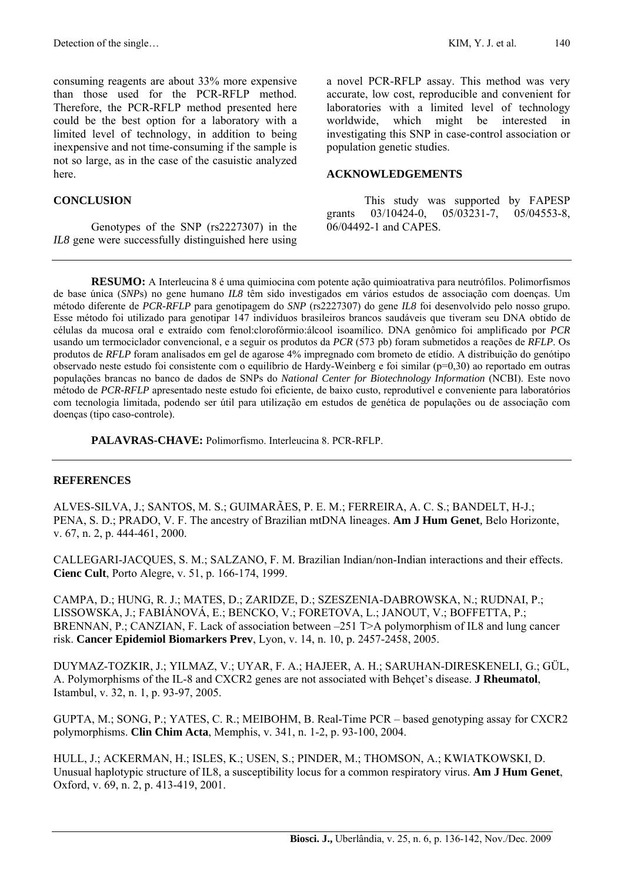consuming reagents are about 33% more expensive than those used for the PCR-RFLP method. Therefore, the PCR-RFLP method presented here could be the best option for a laboratory with a limited level of technology, in addition to being inexpensive and not time-consuming if the sample is not so large, as in the case of the casuistic analyzed here.

## CONCLUSION

Genotypes of the SNP (rs2227307) in the *IL8* gene were successfully distinguished here using a novel PCR-RFLP assay. This method was very accurate, low cost, reproducible and convenient for laboratories with a limited level of technology worldwide, which might be interested in investigating this SNP in case-control association or population genetic studies.

## ACKNOWLEDGEMENTS

This study was supported by FAPESP grants 03/10424-0, 05/03231-7, 05/04553-8, 06/04492-1 and CAPES.

---

**RESUMO:** A Interleucina 8 é uma quimiocina com potente ação quimioatrativa para neutrófilos. Polimorfismos de base única (*SNPs*) no gene humano *IL8* têm sido investigados em vários estudos de associação com doenças. Um método diferente de *PCR-RFLP* para genotipagem do *SNP* (rs2227307) do gene *IL8* foi desenvolvido pelo nosso grupo. Esse método foi utilizado para genotipar 147 indivíduos brasileiros brancos saudáveis que tiveram seu DNA obtido de células da mucosa oral e extraído com fenol:clorofórmio:álcool isoamílico. DNA genômico foi amplificado por *PCR* usando um termociclador convencional, e a seguir os produtos da *PCR* (573 pb) foram submetidos a reações de *RFLP*. Os produtos de *RFLP* foram analisados em gel de agarose 4% impregnado com brometo de etídio. A distribuição do genótipo observado neste estudo foi consistente com o equilíbrio de Hardy-Weinberg e foi similar (p=0,30) ao reportado em outras populações brancas no banco de dados de SNPs do *National Center for Biotechnology Information* (NCBI). Este novo método de *PCR-RFLP* apresentado neste estudo foi eficiente, de baixo custo, reprodutível e conveniente para laboratórios com tecnologia limitada, podendo ser útil para utilização em estudos de genética de populações ou de associação com doenças (tipo caso-controle).

**PALAVRAS-CHAVE:** Polimorfismo. Interleucina 8. PCR-RFLP.

---

## REFERENCES

ALVES-SILVA, J.; SANTOS, M. S.; GUIMARÃES, P. E. M.; FERREIRA, A. C. S.; BANDELT, H-J.; PENA, S. D.; PRADO, V. F. The ancestry of Brazilian mtDNA lineages. **Am J Hum Genet**, Belo Horizonte, v. 67, n. 2, p. 444-461, 2000.

CALLEGARI-JACQUES, S. M.; SALZANO, F. M. Brazilian Indian/non-Indian interactions and their effects. **Cienc Cult**, Porto Alegre, v. 51, p. 166-174, 1999.

CAMPA, D.; HUNG, R. J.; MATES, D.; ZARIDZE, D.; SZESZENIA-DABROWSKA, N.; RUDNAI, P.; LISSOWSKA, J.; FABIÁNOVÁ, E.; BENCKO, V.; FORETOVA, L.; JANOUT, V.; BOFFETTA, P.; BRENNAN, P.; CANZIAN, F. Lack of association between –251 T>A polymorphism of IL8 and lung cancer risk. **Cancer Epidemiol Biomarkers Prev**, Lyon, v. 14, n. 10, p. 2457-2458, 2005.

DUYMAZ-TOZKIR, J.; YILMAZ, V.; UYAR, F. A.; HAJEER, A. H.; SARUHAN-DIRESKENELI, G.; GÜL, A. Polymorphisms of the IL-8 and CXCR2 genes are not associated with Behçet's disease. **J Rheumatol**, Istambul, v. 32, n. 1, p. 93-97, 2005.

GUPTA, M.; SONG, P.; YATES, C. R.; MEIBOHM, B. Real-Time PCR – based genotyping assay for CXCR2 polymorphisms. **Clin Chim Acta**, Memphis, v. 341, n. 1-2, p. 93-100, 2004.

HULL, J.; ACKERMAN, H.; ISLES, K.; USEN, S.; PINDER, M.; THOMSON, A.; KWIATKOWSKI, D. Unusual haplotypic structure of IL8, a susceptibility locus for a common respiratory virus. **Am J Hum Genet**, Oxford, v. 69, n. 2, p. 413-419, 2001.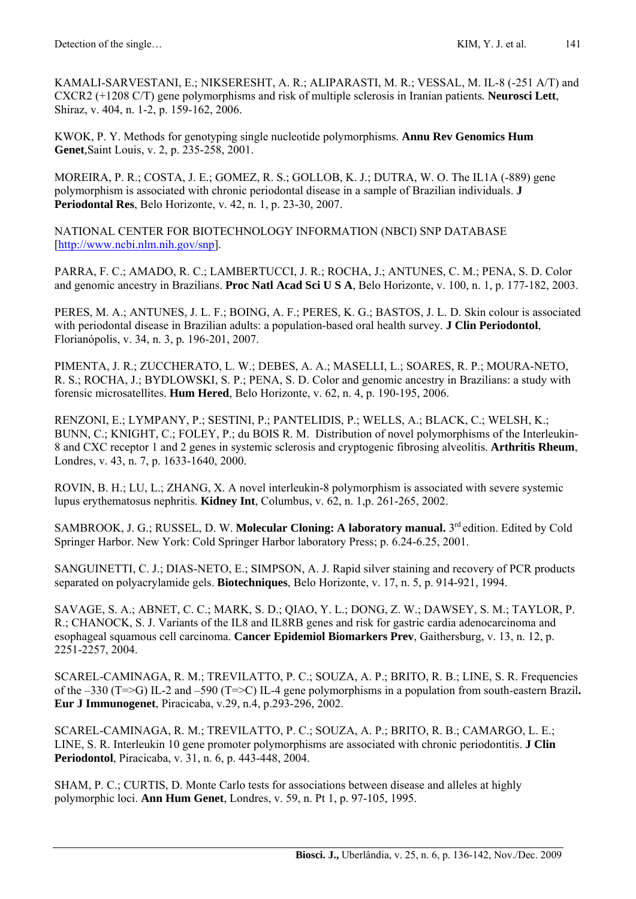KAMALI-SARVESTANI, E.; NIKSERESHT, A. R.; ALIPARASTI, M. R.; VESSAL, M. IL-8 (-251 A/T) and CXCR2 (+1208 C/T) gene polymorphisms and risk of multiple sclerosis in Iranian patients. **Neurosci Lett**, Shiraz, v. 404, n. 1-2, p. 159-162, 2006.

KWOK, P. Y. Methods for genotyping single nucleotide polymorphisms. **Annu Rev Genomics Hum Genet**,Saint Louis, v. 2, p. 235-258, 2001.

MOREIRA, P. R.; COSTA, J. E.; GOMEZ, R. S.; GOLLOB, K. J.; DUTRA, W. O. The IL1A (-889) gene polymorphism is associated with chronic periodontal disease in a sample of Brazilian individuals. **J Periodontal Res**, Belo Horizonte, v. 42, n. 1, p. 23-30, 2007.

NATIONAL CENTER FOR BIOTECHNOLOGY INFORMATION (NBCI) SNP DATABASE [http://www.ncbi.nlm.nih.gov/snp].

PARRA, F. C.; AMADO, R. C.; LAMBERTUCCI, J. R.; ROCHA, J.; ANTUNES, C. M.; PENA, S. D. Color and genomic ancestry in Brazilians. **Proc Natl Acad Sci U S A**, Belo Horizonte, v. 100, n. 1, p. 177-182, 2003.

PERES, M. A.; ANTUNES, J. L. F.; BOING, A. F.; PERES, K. G.; BASTOS, J. L. D. Skin colour is associated with periodontal disease in Brazilian adults: a population-based oral health survey. **J Clin Periodontol**, Florianópolis, v. 34, n. 3, p. 196-201, 2007.

PIMENTA, J. R.; ZUCCHERATO, L. W.; DEBES, A. A.; MASELLI, L.; SOARES, R. P.; MOURA-NETO, R. S.; ROCHA, J.; BYDLOWSKI, S. P.; PENA, S. D. Color and genomic ancestry in Brazilians: a study with forensic microsatellites. **Hum Hered**, Belo Horizonte, v. 62, n. 4, p. 190-195, 2006.

RENZONI, E.; LYMPANY, P.; SESTINI, P.; PANTELIDIS, P.; WELLS, A.; BLACK, C.; WELSH, K.; BUNN, C.; KNIGHT, C.; FOLEY, P.; du BOIS R. M. Distribution of novel polymorphisms of the Interleukin-8 and CXC receptor 1 and 2 genes in systemic sclerosis and cryptogenic fibrosing alveolitis. **Arthritis Rheum**, Londres, v. 43, n. 7, p. 1633-1640, 2000.

ROVIN, B. H.; LU, L.; ZHANG, X. A novel interleukin-8 polymorphism is associated with severe systemic lupus erythematosus nephritis. **Kidney Int**, Columbus, v. 62, n. 1,p. 261-265, 2002.

SAMBROOK, J. G.; RUSSEL, D. W. **Molecular Cloning: A laboratory manual.** 3rd edition. Edited by Cold Springer Harbor. New York: Cold Springer Harbor laboratory Press; p. 6.24-6.25, 2001.

SANGUINETTI, C. J.; DIAS-NETO, E.; SIMPSON, A. J. Rapid silver staining and recovery of PCR products separated on polyacrylamide gels. **Biotechniques**, Belo Horizonte, v. 17, n. 5, p. 914-921, 1994.

SAVAGE, S. A.; ABNET, C. C.; MARK, S. D.; QIAO, Y. L.; DONG, Z. W.; DAWSEY, S. M.; TAYLOR, P. R.; CHANOCK, S. J. Variants of the IL8 and IL8RB genes and risk for gastric cardia adenocarcinoma and esophageal squamous cell carcinoma. **Cancer Epidemiol Biomarkers Prev**, Gaithersburg, v. 13, n. 12, p. 2251-2257, 2004.

SCAREL-CAMINAGA, R. M.; TREVILATTO, P. C.; SOUZA, A. P.; BRITO, R. B.; LINE, S. R. Frequencies of the –330 (T=>G) IL-2 and –590 (T=>C) IL-4 gene polymorphisms in a population from south-eastern Brazil**. Eur J Immunogenet**, Piracicaba, v.29, n.4, p.293-296, 2002.

SCAREL-CAMINAGA, R. M.; TREVILATTO, P. C.; SOUZA, A. P.; BRITO, R. B.; CAMARGO, L. E.; LINE, S. R. Interleukin 10 gene promoter polymorphisms are associated with chronic periodontitis. **J Clin Periodontol**, Piracicaba, v. 31, n. 6, p. 443-448, 2004.

SHAM, P. C.; CURTIS, D. Monte Carlo tests for associations between disease and alleles at highly polymorphic loci. **Ann Hum Genet**, Londres, v. 59, n. Pt 1, p. 97-105, 1995.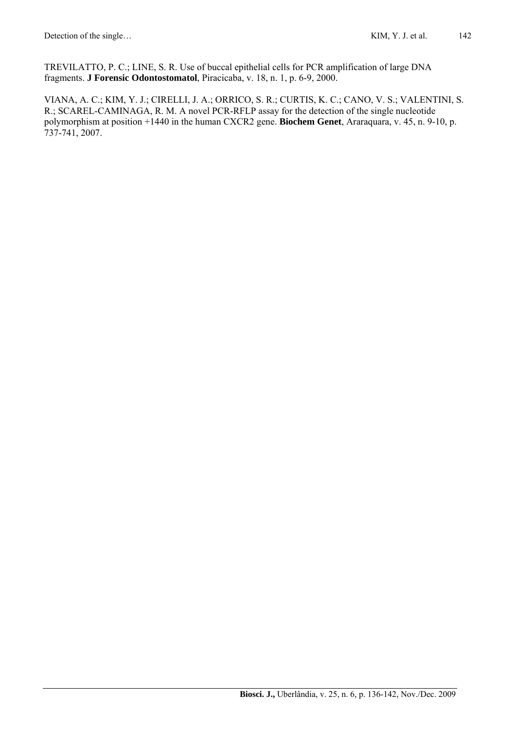TREVILATTO, P. C.; LINE, S. R. Use of buccal epithelial cells for PCR amplification of large DNA fragments. **J Forensic Odontostomatol**, Piracicaba, v. 18, n. 1, p. 6-9, 2000.

VIANA, A. C.; KIM, Y. J.; CIRELLI, J. A.; ORRICO, S. R.; CURTIS, K. C.; CANO, V. S.; VALENTINI, S. R.; SCAREL-CAMINAGA, R. M. A novel PCR-RFLP assay for the detection of the single nucleotide polymorphism at position +1440 in the human CXCR2 gene. **Biochem Genet**, Araraquara, v. 45, n. 9-10, p. 737-741, 2007.